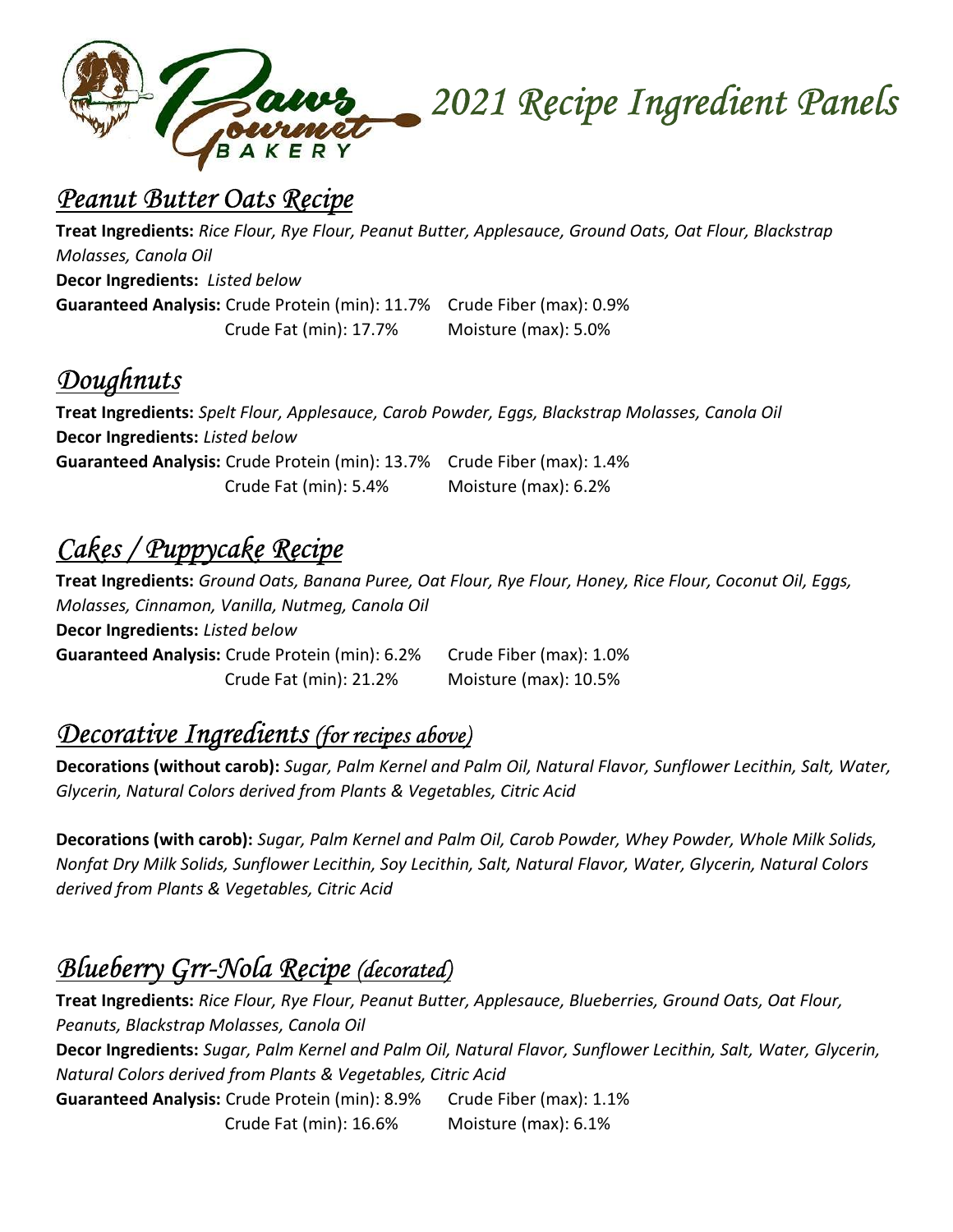# Paws Gourmet Bakery 2021 Recipe Ingredient Panels

## *Peanut Butter Oats Recipe*

**Treat Ingredients:** *Rice Flour, Rye Flour, Peanut Butter, Applesauce, Ground Oats, Oat Flour, Blackstrap Molasses, Canola Oil*
**Decor Ingredients:** *Listed below*
**Guaranteed Analysis:** Crude Protein (min): 11.7% Crude Fiber (max): 0.9%
Crude Fat (min): 17.7% Moisture (max): 5.0%

## *Doughnuts*

**Treat Ingredients:** *Spelt Flour, Applesauce, Carob Powder, Eggs, Blackstrap Molasses, Canola Oil*
**Decor Ingredients:** *Listed below*
**Guaranteed Analysis:** Crude Protein (min): 13.7% Crude Fiber (max): 1.4%
Crude Fat (min): 5.4% Moisture (max): 6.2%

## *Cakes / Puppycake Recipe*

**Treat Ingredients:** *Ground Oats, Banana Puree, Oat Flour, Rye Flour, Honey, Rice Flour, Coconut Oil, Eggs, Molasses, Cinnamon, Vanilla, Nutmeg, Canola Oil*
**Decor Ingredients:** *Listed below*
**Guaranteed Analysis:** Crude Protein (min): 6.2% Crude Fiber (max): 1.0%
Crude Fat (min): 21.2% Moisture (max): 10.5%

## *Decorative Ingredients (for recipes above)*

**Decorations (without carob):** *Sugar, Palm Kernel and Palm Oil, Natural Flavor, Sunflower Lecithin, Salt, Water, Glycerin, Natural Colors derived from Plants & Vegetables, Citric Acid*

**Decorations (with carob):** *Sugar, Palm Kernel and Palm Oil, Carob Powder, Whey Powder, Whole Milk Solids, Nonfat Dry Milk Solids, Sunflower Lecithin, Soy Lecithin, Salt, Natural Flavor, Water, Glycerin, Natural Colors derived from Plants & Vegetables, Citric Acid*

## *Blueberry Grr-Nola Recipe (decorated)*

**Treat Ingredients:** *Rice Flour, Rye Flour, Peanut Butter, Applesauce, Blueberries, Ground Oats, Oat Flour, Peanuts, Blackstrap Molasses, Canola Oil*
**Decor Ingredients:** *Sugar, Palm Kernel and Palm Oil, Natural Flavor, Sunflower Lecithin, Salt, Water, Glycerin, Natural Colors derived from Plants & Vegetables, Citric Acid*
**Guaranteed Analysis:** Crude Protein (min): 8.9% Crude Fiber (max): 1.1%
Crude Fat (min): 16.6% Moisture (max): 6.1%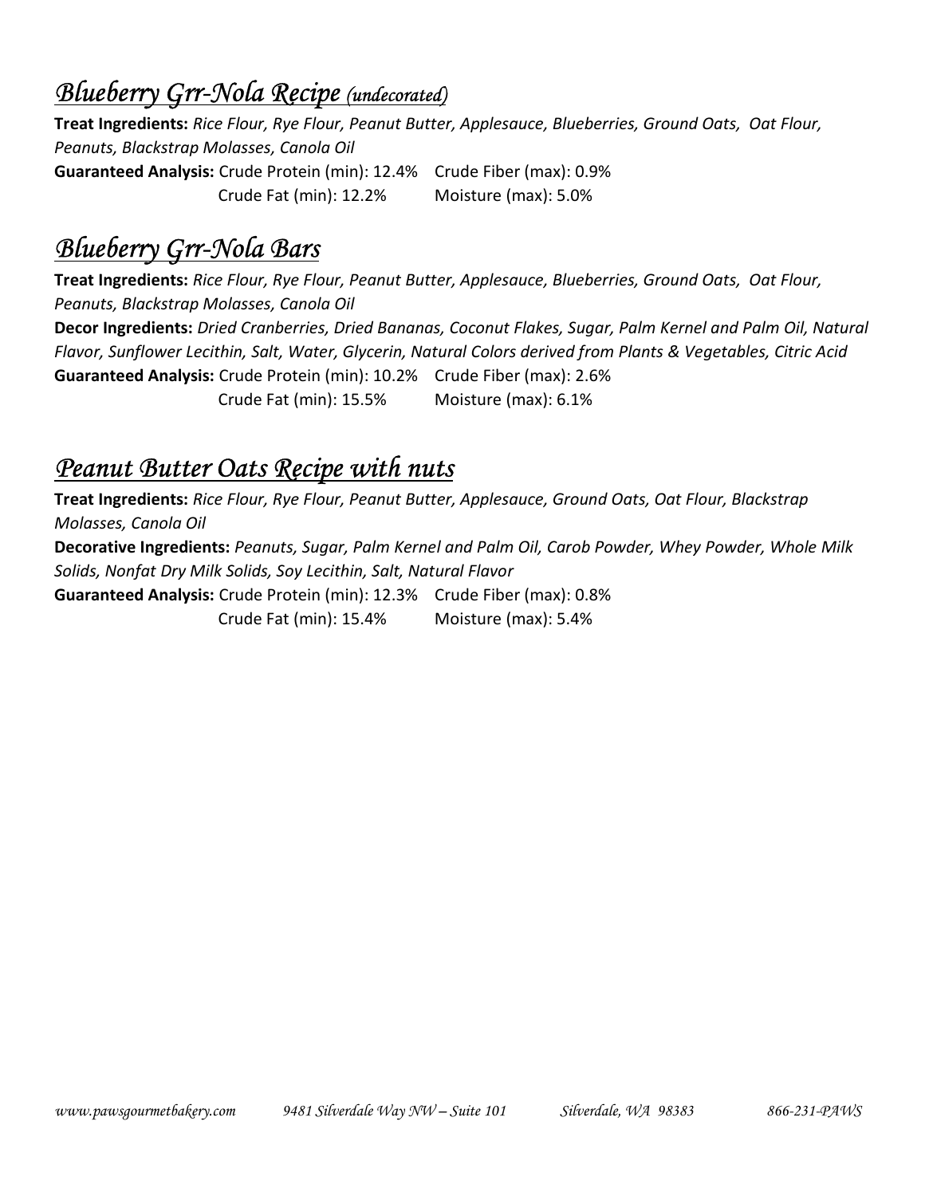## *Blueberry Grr-Nola Recipe (undecorated)*

**Treat Ingredients:** *Rice Flour, Rye Flour, Peanut Butter, Applesauce, Blueberries, Ground Oats, Oat Flour, Peanuts, Blackstrap Molasses, Canola Oil*

**Guaranteed Analysis:** Crude Protein (min): 12.4% Crude Fiber (max): 0.9%
Crude Fat (min): 12.2% Moisture (max): 5.0%

## *Blueberry Grr-Nola Bars*

**Treat Ingredients:** *Rice Flour, Rye Flour, Peanut Butter, Applesauce, Blueberries, Ground Oats, Oat Flour, Peanuts, Blackstrap Molasses, Canola Oil*

**Decor Ingredients:** *Dried Cranberries, Dried Bananas, Coconut Flakes, Sugar, Palm Kernel and Palm Oil, Natural Flavor, Sunflower Lecithin, Salt, Water, Glycerin, Natural Colors derived from Plants & Vegetables, Citric Acid*

**Guaranteed Analysis:** Crude Protein (min): 10.2% Crude Fiber (max): 2.6%
Crude Fat (min): 15.5% Moisture (max): 6.1%

## *Peanut Butter Oats Recipe with nuts*

**Treat Ingredients:** *Rice Flour, Rye Flour, Peanut Butter, Applesauce, Ground Oats, Oat Flour, Blackstrap Molasses, Canola Oil*

**Decorative Ingredients:** *Peanuts, Sugar, Palm Kernel and Palm Oil, Carob Powder, Whey Powder, Whole Milk Solids, Nonfat Dry Milk Solids, Soy Lecithin, Salt, Natural Flavor*

**Guaranteed Analysis:** Crude Protein (min): 12.3% Crude Fiber (max): 0.8%
Crude Fat (min): 15.4% Moisture (max): 5.4%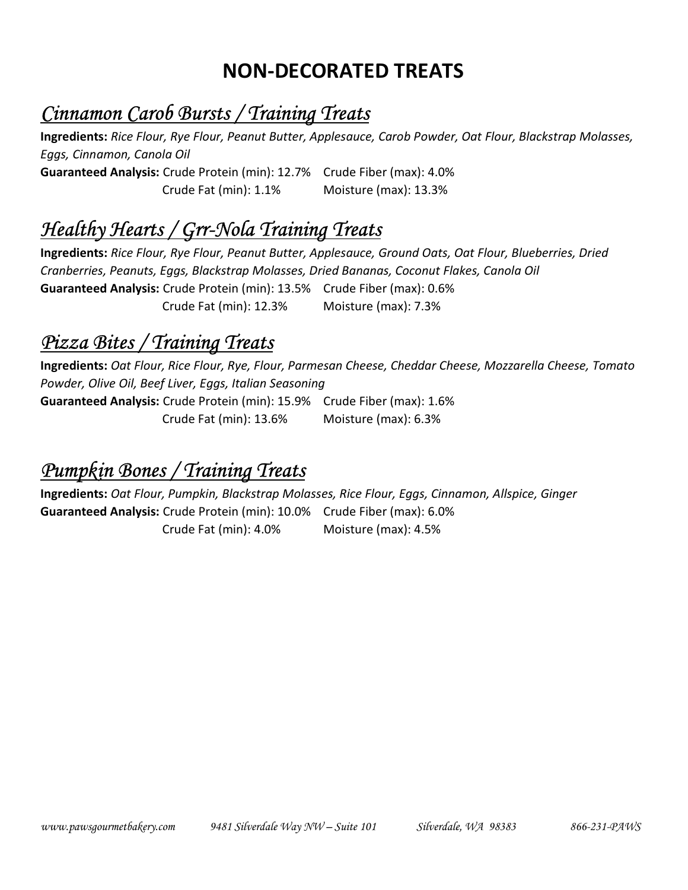# NON-DECORATED TREATS

## *Cinnamon Carob Bursts / Training Treats*

**Ingredients:** *Rice Flour, Rye Flour, Peanut Butter, Applesauce, Carob Powder, Oat Flour, Blackstrap Molasses, Eggs, Cinnamon, Canola Oil*

**Guaranteed Analysis:** Crude Protein (min): 12.7% Crude Fiber (max): 4.0%
Crude Fat (min): 1.1% Moisture (max): 13.3%

## *Healthy Hearts / Grr-Nola Training Treats*

**Ingredients:** *Rice Flour, Rye Flour, Peanut Butter, Applesauce, Ground Oats, Oat Flour, Blueberries, Dried Cranberries, Peanuts, Eggs, Blackstrap Molasses, Dried Bananas, Coconut Flakes, Canola Oil*

**Guaranteed Analysis:** Crude Protein (min): 13.5% Crude Fiber (max): 0.6%
Crude Fat (min): 12.3% Moisture (max): 7.3%

## *Pizza Bites / Training Treats*

**Ingredients:** *Oat Flour, Rice Flour, Rye, Flour, Parmesan Cheese, Cheddar Cheese, Mozzarella Cheese, Tomato Powder, Olive Oil, Beef Liver, Eggs, Italian Seasoning*

**Guaranteed Analysis:** Crude Protein (min): 15.9% Crude Fiber (max): 1.6%
Crude Fat (min): 13.6% Moisture (max): 6.3%

## *Pumpkin Bones / Training Treats*

**Ingredients:** *Oat Flour, Pumpkin, Blackstrap Molasses, Rice Flour, Eggs, Cinnamon, Allspice, Ginger*

**Guaranteed Analysis:** Crude Protein (min): 10.0% Crude Fiber (max): 6.0%
Crude Fat (min): 4.0% Moisture (max): 4.5%